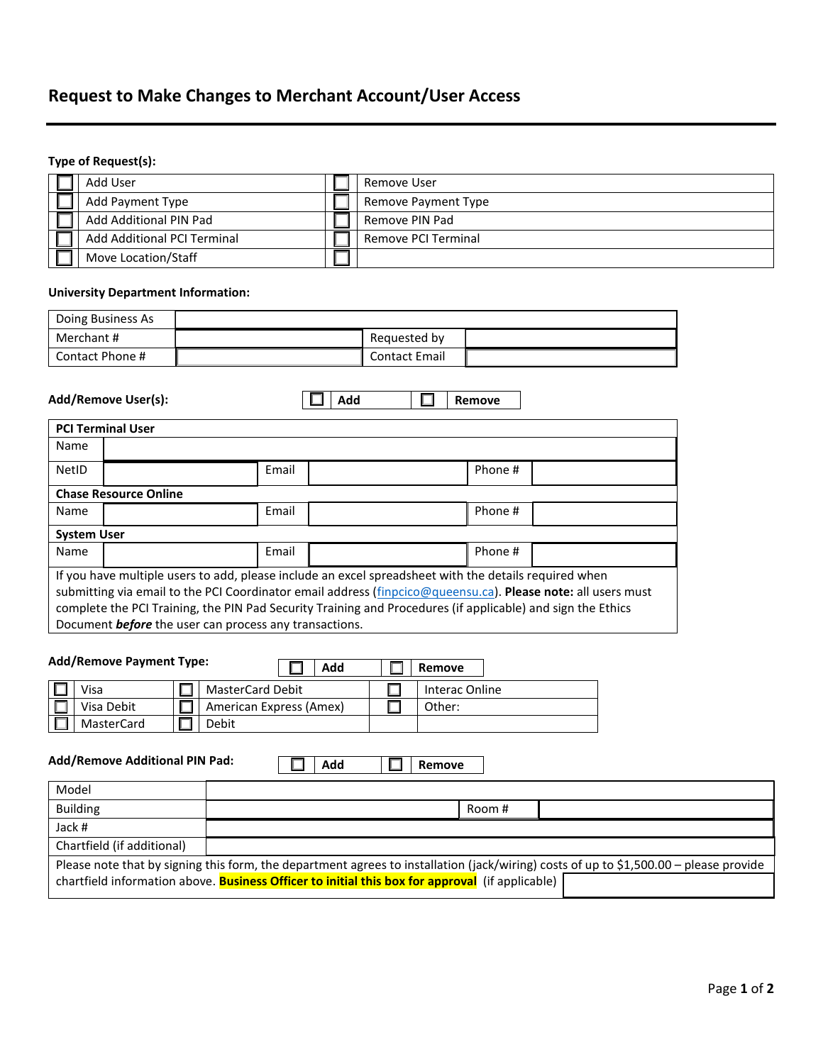# Request to Make Changes to Merchant Account/User Access

**Type of Request(s):**

| ☐ | Add User | ☐ | Remove User |
|---|---|---|---|
| ☐ | Add Payment Type | ☐ | Remove Payment Type |
| ☐ | Add Additional PIN Pad | ☐ | Remove PIN Pad |
| ☐ | Add Additional PCI Terminal | ☐ | Remove PCI Terminal |
| ☐ | Move Location/Staff | ☐ | |

**University Department Information:**

| Doing Business As | | | |
|---|---|---|---|
| Merchant # | | Requested by | |
| Contact Phone # | | Contact Email | |

**Add/Remove User(s):** ☐ **Add** ☐ **Remove**

| **PCI Terminal User** | | | | | |
|---|---|---|---|---|---|
| Name | | | | | |
| NetID | | Email | | Phone # | |
| **Chase Resource Online** | | | | | |
| Name | | Email | | Phone # | |
| **System User** | | | | | |
| Name | | Email | | Phone # | |

If you have multiple users to add, please include an excel spreadsheet with the details required when submitting via email to the PCI Coordinator email address (finpcico@queensu.ca). **Please note:** all users must complete the PCI Training, the PIN Pad Security Training and Procedures (if applicable) and sign the Ethics Document ***before*** the user can process any transactions.

**Add/Remove Payment Type:** ☐ **Add** ☐ **Remove**

| ☐ | Visa | ☐ | MasterCard Debit | ☐ | Interac Online |
|---|---|---|---|---|---|
| ☐ | Visa Debit | ☐ | American Express (Amex) | ☐ | Other: |
| ☐ | MasterCard | ☐ | Debit | | |

**Add/Remove Additional PIN Pad:** ☐ **Add** ☐ **Remove**

| Model | | | |
|---|---|---|---|
| Building | | Room # | |
| Jack # | | | |
| Chartfield (if additional) | | | |

Please note that by signing this form, the department agrees to installation (jack/wiring) costs of up to $1,500.00 – please provide chartfield information above. **Business Officer to initial this box for approval** (if applicable)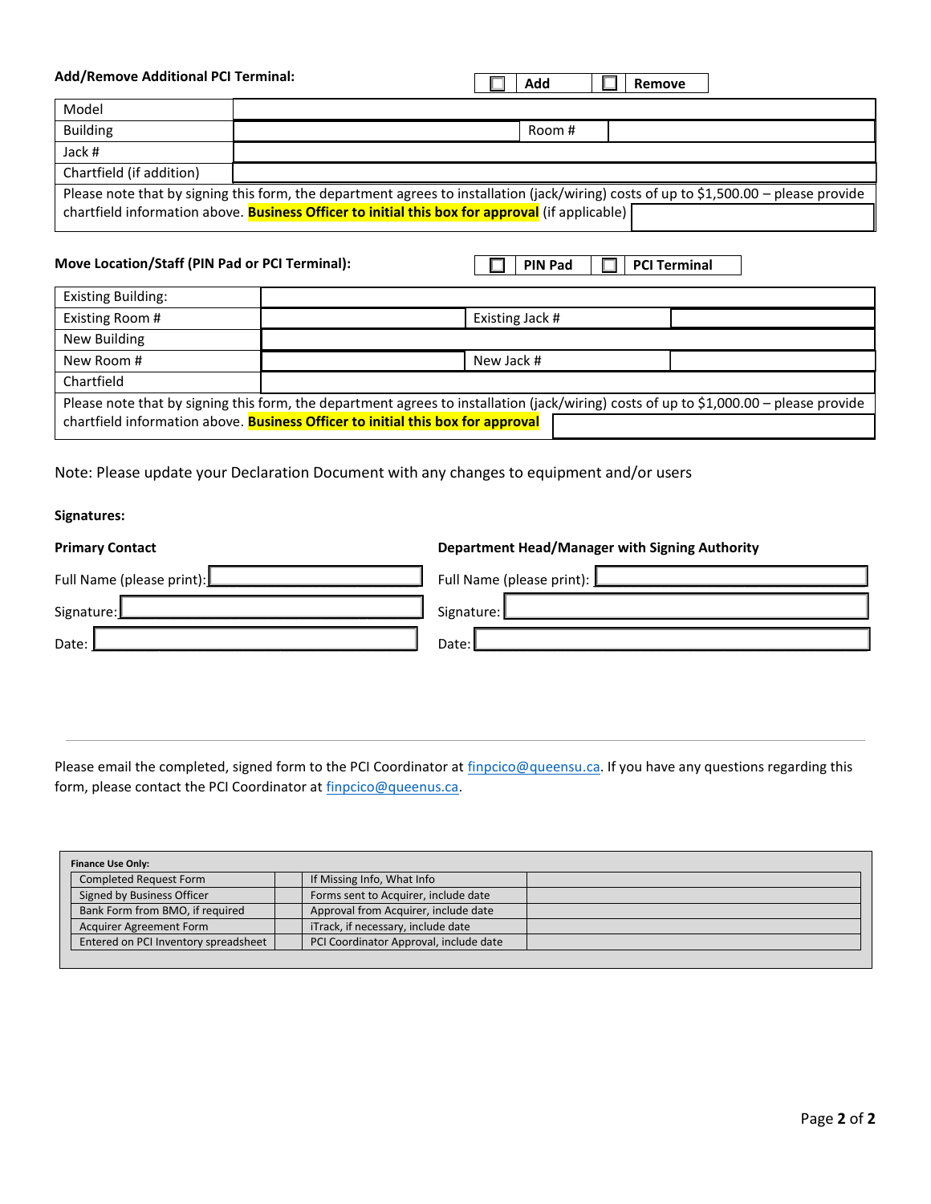**Add/Remove Additional PCI Terminal:** ☐ **Add** ☐ **Remove**

| | | | |
|---|---|---|---|
| Model | | | |
| Building | | Room # | |
| Jack # | | | |
| Chartfield (if addition) | | | |

Please note that by signing this form, the department agrees to installation (jack/wiring) costs of up to $1,500.00 – please provide chartfield information above. **Business Officer to initial this box for approval** (if applicable)

**Move Location/Staff (PIN Pad or PCI Terminal):** ☐ **PIN Pad** ☐ **PCI Terminal**

| | | | |
|---|---|---|---|
| Existing Building: | | | |
| Existing Room # | | Existing Jack # | |
| New Building | | | |
| New Room # | | New Jack # | |
| Chartfield | | | |

Please note that by signing this form, the department agrees to installation (jack/wiring) costs of up to $1,000.00 – please provide chartfield information above. **Business Officer to initial this box for approval**

Note: Please update your Declaration Document with any changes to equipment and/or users

**Signatures:**

**Primary Contact**

Full Name (please print):

Signature:

Date:

**Department Head/Manager with Signing Authority**

Full Name (please print):

Signature:

Date:

---

Please email the completed, signed form to the PCI Coordinator at finpcico@queensu.ca. If you have any questions regarding this form, please contact the PCI Coordinator at finpcico@queenus.ca.

**Finance Use Only:**

| | | | |
|---|---|---|---|
| Completed Request Form | | If Missing Info, What Info | |
| Signed by Business Officer | | Forms sent to Acquirer, include date | |
| Bank Form from BMO, if required | | Approval from Acquirer, include date | |
| Acquirer Agreement Form | | iTrack, if necessary, include date | |
| Entered on PCI Inventory spreadsheet | | PCI Coordinator Approval, include date | |